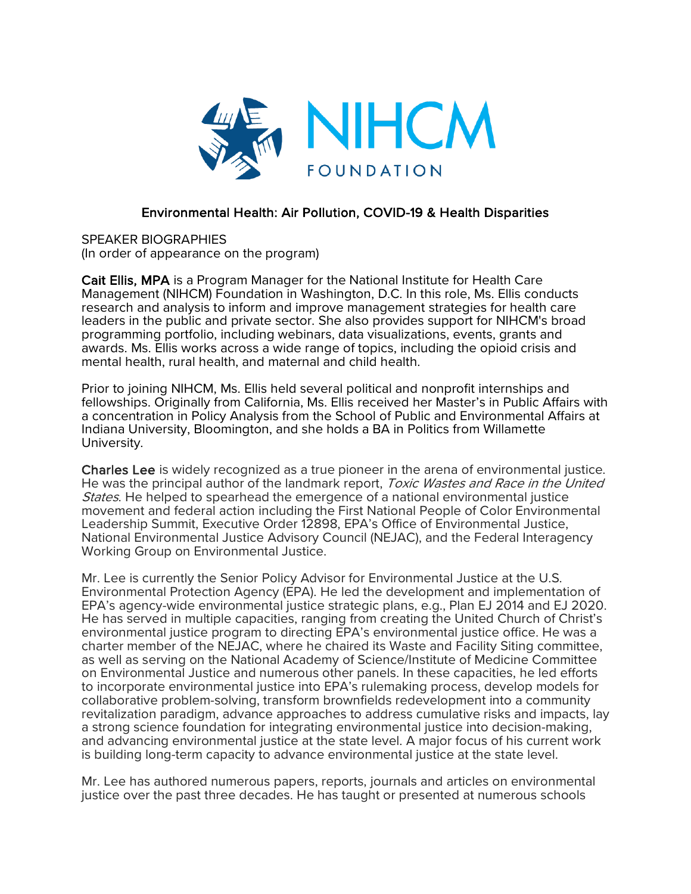NIHCM FOUNDATION

## Environmental Health: Air Pollution, COVID-19 & Health Disparities

SPEAKER BIOGRAPHIES
(In order of appearance on the program)

**Cait Ellis, MPA** is a Program Manager for the National Institute for Health Care Management (NIHCM) Foundation in Washington, D.C. In this role, Ms. Ellis conducts research and analysis to inform and improve management strategies for health care leaders in the public and private sector. She also provides support for NIHCM's broad programming portfolio, including webinars, data visualizations, events, grants and awards. Ms. Ellis works across a wide range of topics, including the opioid crisis and mental health, rural health, and maternal and child health.

Prior to joining NIHCM, Ms. Ellis held several political and nonprofit internships and fellowships. Originally from California, Ms. Ellis received her Master's in Public Affairs with a concentration in Policy Analysis from the School of Public and Environmental Affairs at Indiana University, Bloomington, and she holds a BA in Politics from Willamette University.

**Charles Lee** is widely recognized as a true pioneer in the arena of environmental justice. He was the principal author of the landmark report, *Toxic Wastes and Race in the United States*. He helped to spearhead the emergence of a national environmental justice movement and federal action including the First National People of Color Environmental Leadership Summit, Executive Order 12898, EPA's Office of Environmental Justice, National Environmental Justice Advisory Council (NEJAC), and the Federal Interagency Working Group on Environmental Justice.

Mr. Lee is currently the Senior Policy Advisor for Environmental Justice at the U.S. Environmental Protection Agency (EPA). He led the development and implementation of EPA's agency-wide environmental justice strategic plans, e.g., Plan EJ 2014 and EJ 2020. He has served in multiple capacities, ranging from creating the United Church of Christ's environmental justice program to directing EPA's environmental justice office. He was a charter member of the NEJAC, where he chaired its Waste and Facility Siting committee, as well as serving on the National Academy of Science/Institute of Medicine Committee on Environmental Justice and numerous other panels. In these capacities, he led efforts to incorporate environmental justice into EPA's rulemaking process, develop models for collaborative problem-solving, transform brownfields redevelopment into a community revitalization paradigm, advance approaches to address cumulative risks and impacts, lay a strong science foundation for integrating environmental justice into decision-making, and advancing environmental justice at the state level. A major focus of his current work is building long-term capacity to advance environmental justice at the state level.

Mr. Lee has authored numerous papers, reports, journals and articles on environmental justice over the past three decades. He has taught or presented at numerous schools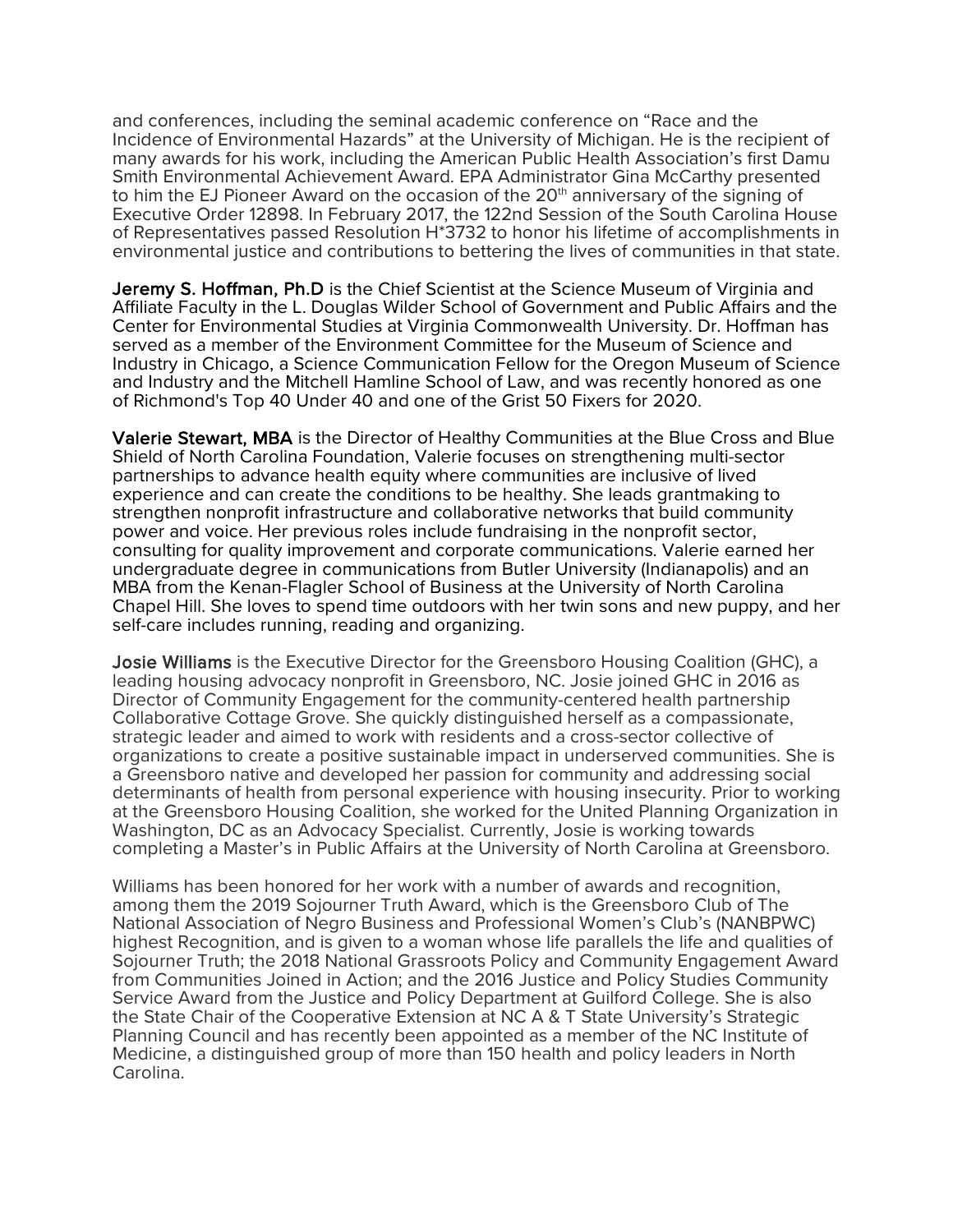and conferences, including the seminal academic conference on "Race and the Incidence of Environmental Hazards" at the University of Michigan. He is the recipient of many awards for his work, including the American Public Health Association's first Damu Smith Environmental Achievement Award. EPA Administrator Gina McCarthy presented to him the EJ Pioneer Award on the occasion of the 20th anniversary of the signing of Executive Order 12898. In February 2017, the 122nd Session of the South Carolina House of Representatives passed Resolution H*3732 to honor his lifetime of accomplishments in environmental justice and contributions to bettering the lives of communities in that state.

**Jeremy S. Hoffman, Ph.D** is the Chief Scientist at the Science Museum of Virginia and Affiliate Faculty in the L. Douglas Wilder School of Government and Public Affairs and the Center for Environmental Studies at Virginia Commonwealth University. Dr. Hoffman has served as a member of the Environment Committee for the Museum of Science and Industry in Chicago, a Science Communication Fellow for the Oregon Museum of Science and Industry and the Mitchell Hamline School of Law, and was recently honored as one of Richmond's Top 40 Under 40 and one of the Grist 50 Fixers for 2020.

**Valerie Stewart, MBA** is the Director of Healthy Communities at the Blue Cross and Blue Shield of North Carolina Foundation, Valerie focuses on strengthening multi-sector partnerships to advance health equity where communities are inclusive of lived experience and can create the conditions to be healthy. She leads grantmaking to strengthen nonprofit infrastructure and collaborative networks that build community power and voice. Her previous roles include fundraising in the nonprofit sector, consulting for quality improvement and corporate communications. Valerie earned her undergraduate degree in communications from Butler University (Indianapolis) and an MBA from the Kenan-Flagler School of Business at the University of North Carolina Chapel Hill. She loves to spend time outdoors with her twin sons and new puppy, and her self-care includes running, reading and organizing.

**Josie Williams** is the Executive Director for the Greensboro Housing Coalition (GHC), a leading housing advocacy nonprofit in Greensboro, NC. Josie joined GHC in 2016 as Director of Community Engagement for the community-centered health partnership Collaborative Cottage Grove. She quickly distinguished herself as a compassionate, strategic leader and aimed to work with residents and a cross-sector collective of organizations to create a positive sustainable impact in underserved communities. She is a Greensboro native and developed her passion for community and addressing social determinants of health from personal experience with housing insecurity. Prior to working at the Greensboro Housing Coalition, she worked for the United Planning Organization in Washington, DC as an Advocacy Specialist. Currently, Josie is working towards completing a Master's in Public Affairs at the University of North Carolina at Greensboro.

Williams has been honored for her work with a number of awards and recognition, among them the 2019 Sojourner Truth Award, which is the Greensboro Club of The National Association of Negro Business and Professional Women's Club's (NANBPWC) highest Recognition, and is given to a woman whose life parallels the life and qualities of Sojourner Truth; the 2018 National Grassroots Policy and Community Engagement Award from Communities Joined in Action; and the 2016 Justice and Policy Studies Community Service Award from the Justice and Policy Department at Guilford College. She is also the State Chair of the Cooperative Extension at NC A & T State University's Strategic Planning Council and has recently been appointed as a member of the NC Institute of Medicine, a distinguished group of more than 150 health and policy leaders in North Carolina.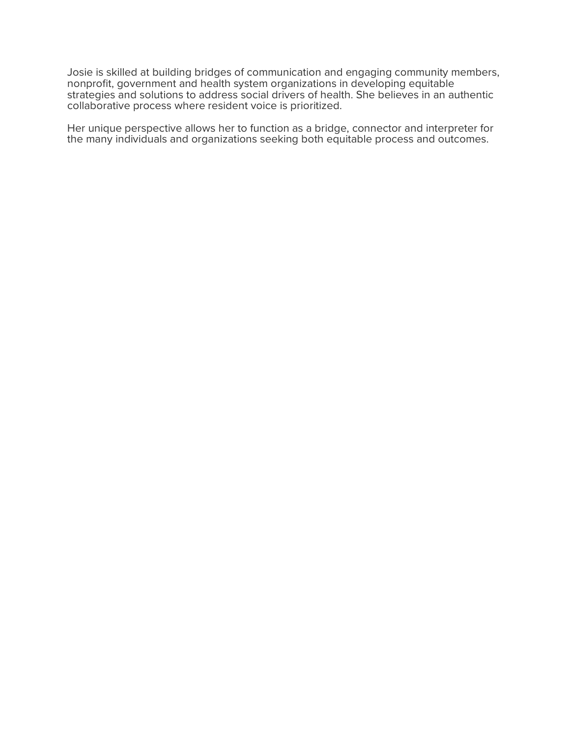Josie is skilled at building bridges of communication and engaging community members, nonprofit, government and health system organizations in developing equitable strategies and solutions to address social drivers of health. She believes in an authentic collaborative process where resident voice is prioritized.

Her unique perspective allows her to function as a bridge, connector and interpreter for the many individuals and organizations seeking both equitable process and outcomes.